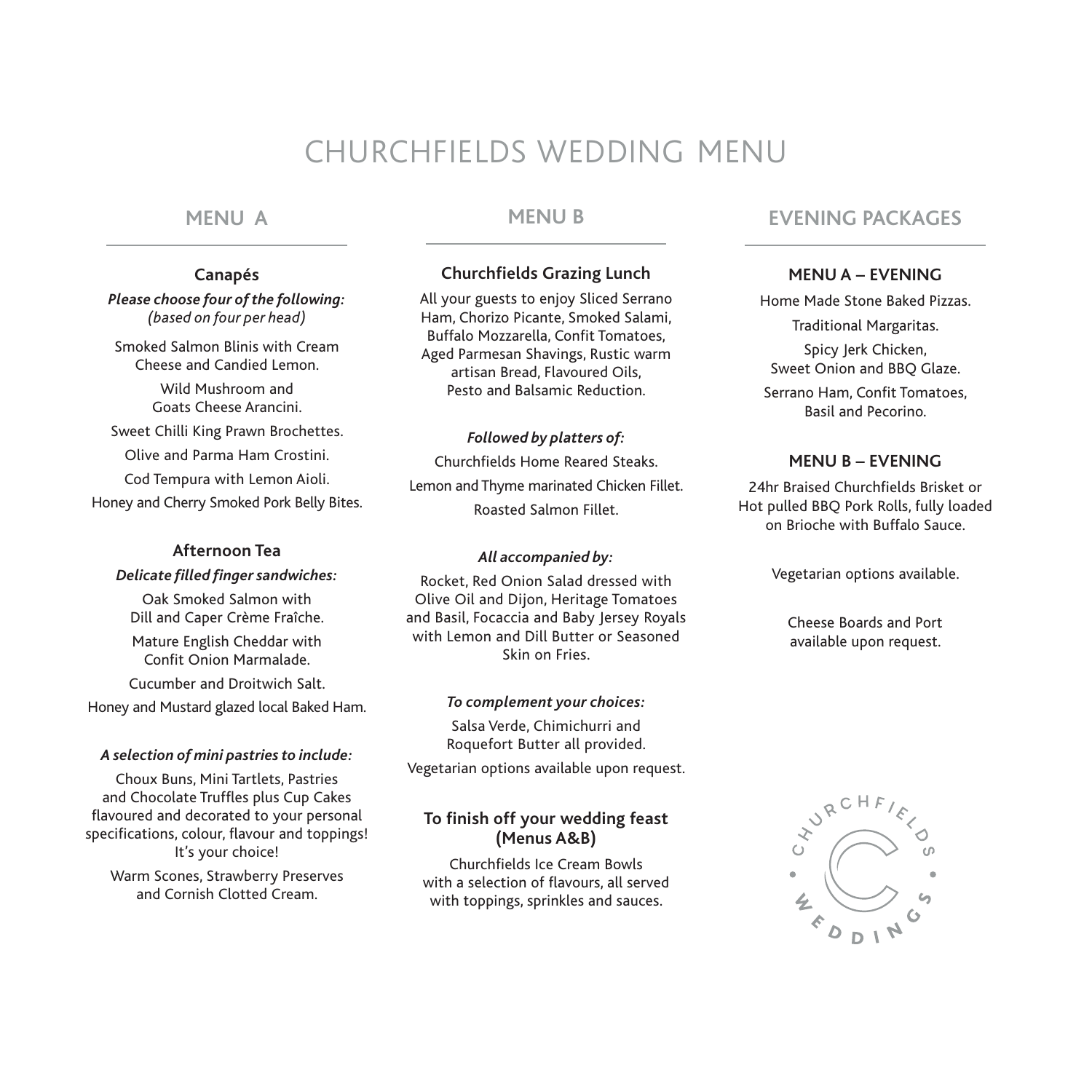# CHURCHFIELDS WEDDING MENU

## MENU A

### Canapés

***Please choose four of the following:***
*(based on four per head)*

Smoked Salmon Blinis with Cream Cheese and Candied Lemon.

Wild Mushroom and Goats Cheese Arancini.

Sweet Chilli King Prawn Brochettes.

Olive and Parma Ham Crostini.

Cod Tempura with Lemon Aioli.

Honey and Cherry Smoked Pork Belly Bites.

### Afternoon Tea

***Delicate filled finger sandwiches:***

Oak Smoked Salmon with Dill and Caper Crème Fraîche.

Mature English Cheddar with Confit Onion Marmalade.

Cucumber and Droitwich Salt.

Honey and Mustard glazed local Baked Ham.

***A selection of mini pastries to include:***

Choux Buns, Mini Tartlets, Pastries and Chocolate Truffles plus Cup Cakes flavoured and decorated to your personal specifications, colour, flavour and toppings! It's your choice!

Warm Scones, Strawberry Preserves and Cornish Clotted Cream.

## MENU B

### Churchfields Grazing Lunch

All your guests to enjoy Sliced Serrano Ham, Chorizo Picante, Smoked Salami, Buffalo Mozzarella, Confit Tomatoes, Aged Parmesan Shavings, Rustic warm artisan Bread, Flavoured Oils, Pesto and Balsamic Reduction.

***Followed by platters of:***

Churchfields Home Reared Steaks.

Lemon and Thyme marinated Chicken Fillet.

Roasted Salmon Fillet.

***All accompanied by:***

Rocket, Red Onion Salad dressed with Olive Oil and Dijon, Heritage Tomatoes and Basil, Focaccia and Baby Jersey Royals with Lemon and Dill Butter or Seasoned Skin on Fries.

***To complement your choices:***

Salsa Verde, Chimichurri and Roquefort Butter all provided.

Vegetarian options available upon request.

### To finish off your wedding feast (Menus A&B)

Churchfields Ice Cream Bowls with a selection of flavours, all served with toppings, sprinkles and sauces.

## EVENING PACKAGES

### MENU A – EVENING

Home Made Stone Baked Pizzas.

Traditional Margaritas.

Spicy Jerk Chicken, Sweet Onion and BBQ Glaze.

Serrano Ham, Confit Tomatoes, Basil and Pecorino.

### MENU B – EVENING

24hr Braised Churchfields Brisket or Hot pulled BBQ Pork Rolls, fully loaded on Brioche with Buffalo Sauce.

Vegetarian options available.

Cheese Boards and Port available upon request.

CHURCHFIELDS WEDDINGS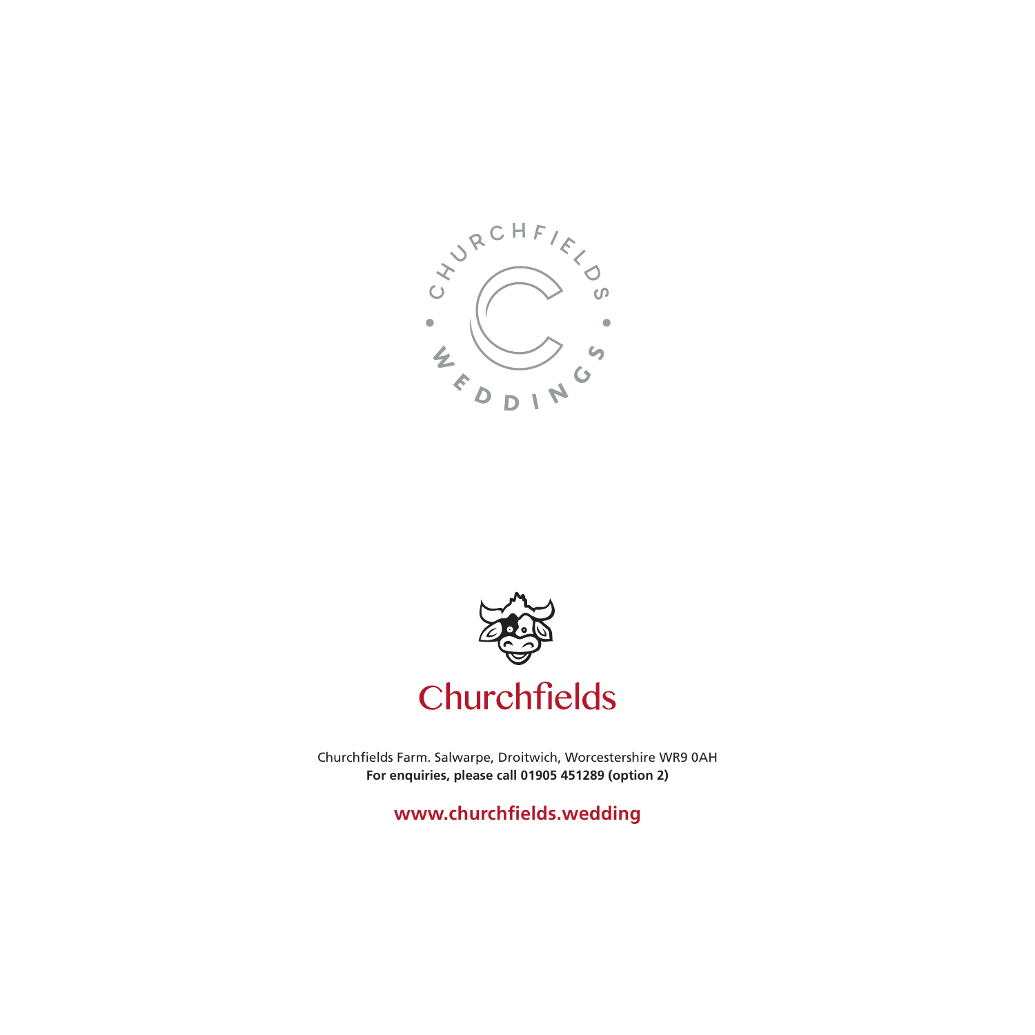CHURCHFIELDS • WEDDINGS •

Churchfields

Churchfields Farm. Salwarpe, Droitwich, Worcestershire WR9 0AH
**For enquiries, please call 01905 451289 (option 2)**

**www.churchfields.wedding**